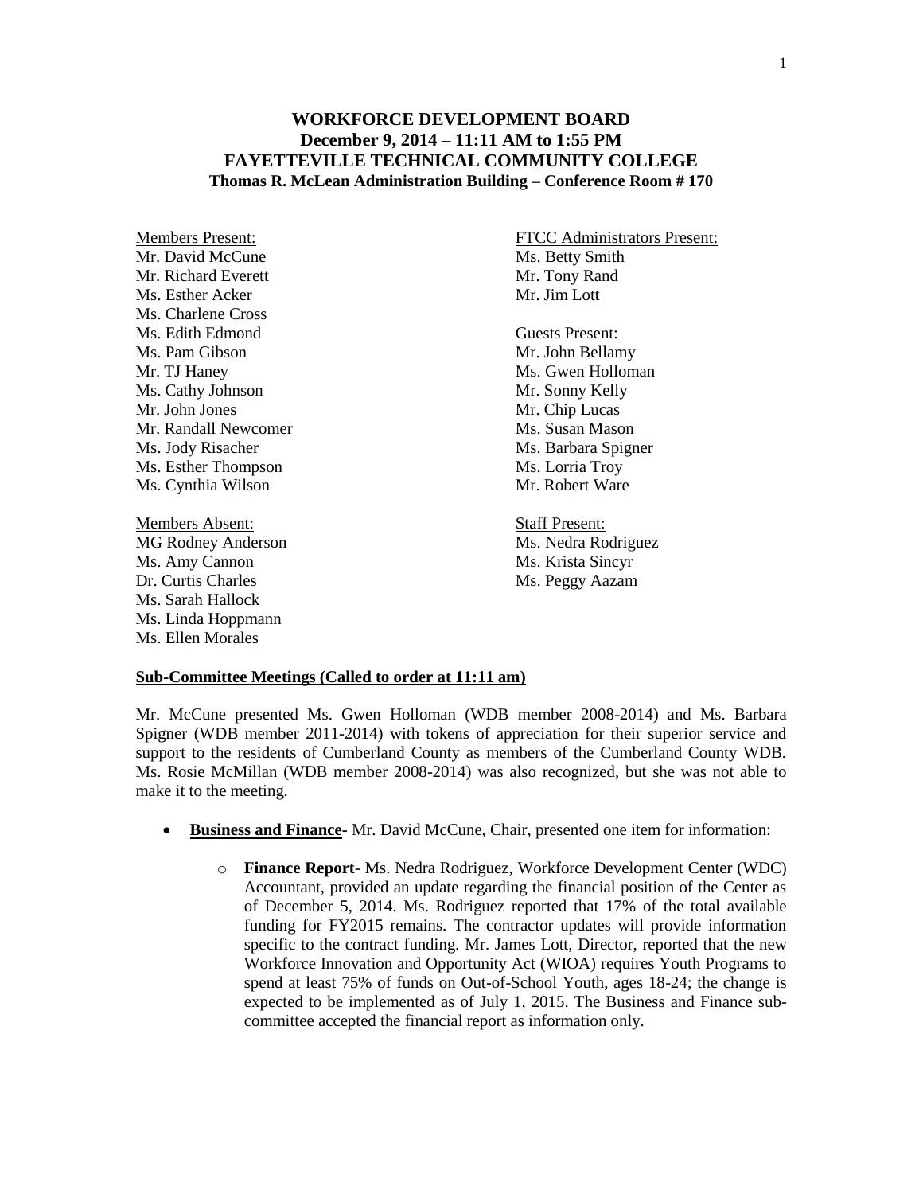# WORKFORCE DEVELOPMENT BOARD
## December 9, 2014 – 11:11 AM to 1:55 PM
## FAYETTEVILLE TECHNICAL COMMUNITY COLLEGE
### Thomas R. McLean Administration Building – Conference Room # 170

Members Present:
Mr. David McCune
Mr. Richard Everett
Ms. Esther Acker
Ms. Charlene Cross
Ms. Edith Edmond
Ms. Pam Gibson
Mr. TJ Haney
Ms. Cathy Johnson
Mr. John Jones
Mr. Randall Newcomer
Ms. Jody Risacher
Ms. Esther Thompson
Ms. Cynthia Wilson

Members Absent:
MG Rodney Anderson
Ms. Amy Cannon
Dr. Curtis Charles
Ms. Sarah Hallock
Ms. Linda Hoppmann
Ms. Ellen Morales

FTCC Administrators Present:
Ms. Betty Smith
Mr. Tony Rand
Mr. Jim Lott

Guests Present:
Mr. John Bellamy
Ms. Gwen Holloman
Mr. Sonny Kelly
Mr. Chip Lucas
Ms. Susan Mason
Ms. Barbara Spigner
Ms. Lorria Troy
Mr. Robert Ware

Staff Present:
Ms. Nedra Rodriguez
Ms. Krista Sincyr
Ms. Peggy Aazam

**Sub-Committee Meetings (Called to order at 11:11 am)**

Mr. McCune presented Ms. Gwen Holloman (WDB member 2008-2014) and Ms. Barbara Spigner (WDB member 2011-2014) with tokens of appreciation for their superior service and support to the residents of Cumberland County as members of the Cumberland County WDB. Ms. Rosie McMillan (WDB member 2008-2014) was also recognized, but she was not able to make it to the meeting.

- **Business and Finance-** Mr. David McCune, Chair, presented one item for information:
  - **Finance Report**- Ms. Nedra Rodriguez, Workforce Development Center (WDC) Accountant, provided an update regarding the financial position of the Center as of December 5, 2014. Ms. Rodriguez reported that 17% of the total available funding for FY2015 remains. The contractor updates will provide information specific to the contract funding. Mr. James Lott, Director, reported that the new Workforce Innovation and Opportunity Act (WIOA) requires Youth Programs to spend at least 75% of funds on Out-of-School Youth, ages 18-24; the change is expected to be implemented as of July 1, 2015. The Business and Finance sub-committee accepted the financial report as information only.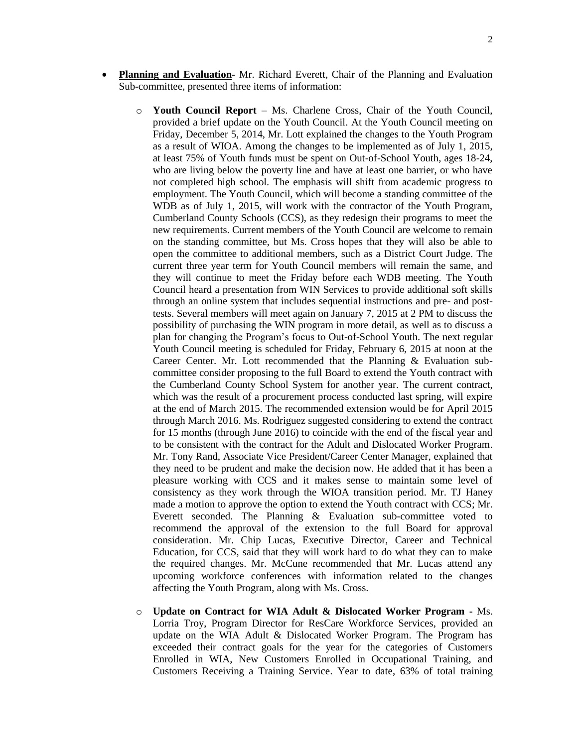- **Planning and Evaluation**- Mr. Richard Everett, Chair of the Planning and Evaluation Sub-committee, presented three items of information:

  - **Youth Council Report** – Ms. Charlene Cross, Chair of the Youth Council, provided a brief update on the Youth Council. At the Youth Council meeting on Friday, December 5, 2014, Mr. Lott explained the changes to the Youth Program as a result of WIOA. Among the changes to be implemented as of July 1, 2015, at least 75% of Youth funds must be spent on Out-of-School Youth, ages 18-24, who are living below the poverty line and have at least one barrier, or who have not completed high school. The emphasis will shift from academic progress to employment. The Youth Council, which will become a standing committee of the WDB as of July 1, 2015, will work with the contractor of the Youth Program, Cumberland County Schools (CCS), as they redesign their programs to meet the new requirements. Current members of the Youth Council are welcome to remain on the standing committee, but Ms. Cross hopes that they will also be able to open the committee to additional members, such as a District Court Judge. The current three year term for Youth Council members will remain the same, and they will continue to meet the Friday before each WDB meeting. The Youth Council heard a presentation from WIN Services to provide additional soft skills through an online system that includes sequential instructions and pre- and post-tests. Several members will meet again on January 7, 2015 at 2 PM to discuss the possibility of purchasing the WIN program in more detail, as well as to discuss a plan for changing the Program's focus to Out-of-School Youth. The next regular Youth Council meeting is scheduled for Friday, February 6, 2015 at noon at the Career Center. Mr. Lott recommended that the Planning & Evaluation sub-committee consider proposing to the full Board to extend the Youth contract with the Cumberland County School System for another year. The current contract, which was the result of a procurement process conducted last spring, will expire at the end of March 2015. The recommended extension would be for April 2015 through March 2016. Ms. Rodriguez suggested considering to extend the contract for 15 months (through June 2016) to coincide with the end of the fiscal year and to be consistent with the contract for the Adult and Dislocated Worker Program. Mr. Tony Rand, Associate Vice President/Career Center Manager, explained that they need to be prudent and make the decision now. He added that it has been a pleasure working with CCS and it makes sense to maintain some level of consistency as they work through the WIOA transition period. Mr. TJ Haney made a motion to approve the option to extend the Youth contract with CCS; Mr. Everett seconded. The Planning & Evaluation sub-committee voted to recommend the approval of the extension to the full Board for approval consideration. Mr. Chip Lucas, Executive Director, Career and Technical Education, for CCS, said that they will work hard to do what they can to make the required changes. Mr. McCune recommended that Mr. Lucas attend any upcoming workforce conferences with information related to the changes affecting the Youth Program, along with Ms. Cross.

  - **Update on Contract for WIA Adult & Dislocated Worker Program** - Ms. Lorria Troy, Program Director for ResCare Workforce Services, provided an update on the WIA Adult & Dislocated Worker Program. The Program has exceeded their contract goals for the year for the categories of Customers Enrolled in WIA, New Customers Enrolled in Occupational Training, and Customers Receiving a Training Service. Year to date, 63% of total training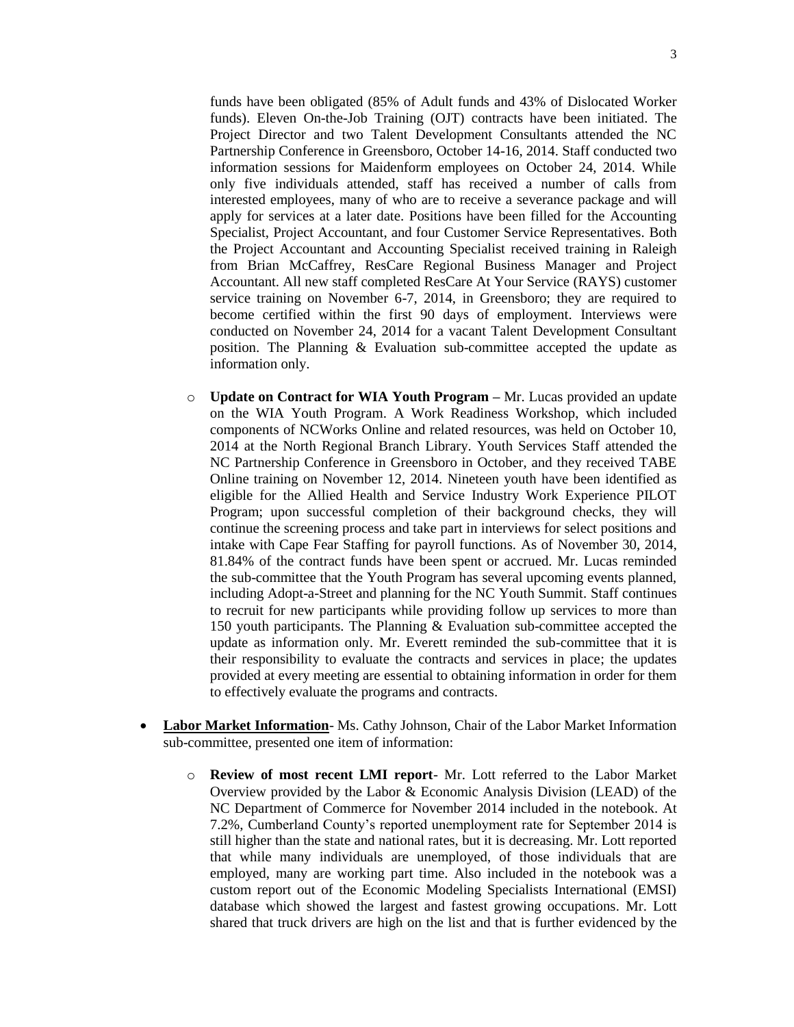funds have been obligated (85% of Adult funds and 43% of Dislocated Worker funds). Eleven On-the-Job Training (OJT) contracts have been initiated. The Project Director and two Talent Development Consultants attended the NC Partnership Conference in Greensboro, October 14-16, 2014. Staff conducted two information sessions for Maidenform employees on October 24, 2014. While only five individuals attended, staff has received a number of calls from interested employees, many of who are to receive a severance package and will apply for services at a later date. Positions have been filled for the Accounting Specialist, Project Accountant, and four Customer Service Representatives. Both the Project Accountant and Accounting Specialist received training in Raleigh from Brian McCaffrey, ResCare Regional Business Manager and Project Accountant. All new staff completed ResCare At Your Service (RAYS) customer service training on November 6-7, 2014, in Greensboro; they are required to become certified within the first 90 days of employment. Interviews were conducted on November 24, 2014 for a vacant Talent Development Consultant position. The Planning & Evaluation sub-committee accepted the update as information only.

  - **Update on Contract for WIA Youth Program –** Mr. Lucas provided an update on the WIA Youth Program. A Work Readiness Workshop, which included components of NCWorks Online and related resources, was held on October 10, 2014 at the North Regional Branch Library. Youth Services Staff attended the NC Partnership Conference in Greensboro in October, and they received TABE Online training on November 12, 2014. Nineteen youth have been identified as eligible for the Allied Health and Service Industry Work Experience PILOT Program; upon successful completion of their background checks, they will continue the screening process and take part in interviews for select positions and intake with Cape Fear Staffing for payroll functions. As of November 30, 2014, 81.84% of the contract funds have been spent or accrued. Mr. Lucas reminded the sub-committee that the Youth Program has several upcoming events planned, including Adopt-a-Street and planning for the NC Youth Summit. Staff continues to recruit for new participants while providing follow up services to more than 150 youth participants. The Planning & Evaluation sub-committee accepted the update as information only. Mr. Everett reminded the sub-committee that it is their responsibility to evaluate the contracts and services in place; the updates provided at every meeting are essential to obtaining information in order for them to effectively evaluate the programs and contracts.

- **Labor Market Information**- Ms. Cathy Johnson, Chair of the Labor Market Information sub-committee, presented one item of information:

  - **Review of most recent LMI report**- Mr. Lott referred to the Labor Market Overview provided by the Labor & Economic Analysis Division (LEAD) of the NC Department of Commerce for November 2014 included in the notebook. At 7.2%, Cumberland County's reported unemployment rate for September 2014 is still higher than the state and national rates, but it is decreasing. Mr. Lott reported that while many individuals are unemployed, of those individuals that are employed, many are working part time. Also included in the notebook was a custom report out of the Economic Modeling Specialists International (EMSI) database which showed the largest and fastest growing occupations. Mr. Lott shared that truck drivers are high on the list and that is further evidenced by the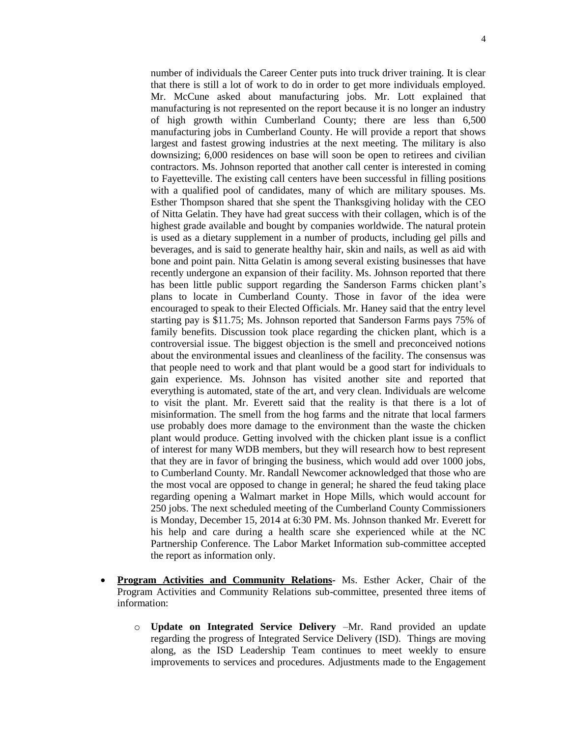number of individuals the Career Center puts into truck driver training. It is clear that there is still a lot of work to do in order to get more individuals employed. Mr. McCune asked about manufacturing jobs. Mr. Lott explained that manufacturing is not represented on the report because it is no longer an industry of high growth within Cumberland County; there are less than 6,500 manufacturing jobs in Cumberland County. He will provide a report that shows largest and fastest growing industries at the next meeting. The military is also downsizing; 6,000 residences on base will soon be open to retirees and civilian contractors. Ms. Johnson reported that another call center is interested in coming to Fayetteville. The existing call centers have been successful in filling positions with a qualified pool of candidates, many of which are military spouses. Ms. Esther Thompson shared that she spent the Thanksgiving holiday with the CEO of Nitta Gelatin. They have had great success with their collagen, which is of the highest grade available and bought by companies worldwide. The natural protein is used as a dietary supplement in a number of products, including gel pills and beverages, and is said to generate healthy hair, skin and nails, as well as aid with bone and point pain. Nitta Gelatin is among several existing businesses that have recently undergone an expansion of their facility. Ms. Johnson reported that there has been little public support regarding the Sanderson Farms chicken plant's plans to locate in Cumberland County. Those in favor of the idea were encouraged to speak to their Elected Officials. Mr. Haney said that the entry level starting pay is $11.75; Ms. Johnson reported that Sanderson Farms pays 75% of family benefits. Discussion took place regarding the chicken plant, which is a controversial issue. The biggest objection is the smell and preconceived notions about the environmental issues and cleanliness of the facility. The consensus was that people need to work and that plant would be a good start for individuals to gain experience. Ms. Johnson has visited another site and reported that everything is automated, state of the art, and very clean. Individuals are welcome to visit the plant. Mr. Everett said that the reality is that there is a lot of misinformation. The smell from the hog farms and the nitrate that local farmers use probably does more damage to the environment than the waste the chicken plant would produce. Getting involved with the chicken plant issue is a conflict of interest for many WDB members, but they will research how to best represent that they are in favor of bringing the business, which would add over 1000 jobs, to Cumberland County. Mr. Randall Newcomer acknowledged that those who are the most vocal are opposed to change in general; he shared the feud taking place regarding opening a Walmart market in Hope Mills, which would account for 250 jobs. The next scheduled meeting of the Cumberland County Commissioners is Monday, December 15, 2014 at 6:30 PM. Ms. Johnson thanked Mr. Everett for his help and care during a health scare she experienced while at the NC Partnership Conference. The Labor Market Information sub-committee accepted the report as information only.

- **Program Activities and Community Relations**- Ms. Esther Acker, Chair of the Program Activities and Community Relations sub-committee, presented three items of information:

  - **Update on Integrated Service Delivery** –Mr. Rand provided an update regarding the progress of Integrated Service Delivery (ISD). Things are moving along, as the ISD Leadership Team continues to meet weekly to ensure improvements to services and procedures. Adjustments made to the Engagement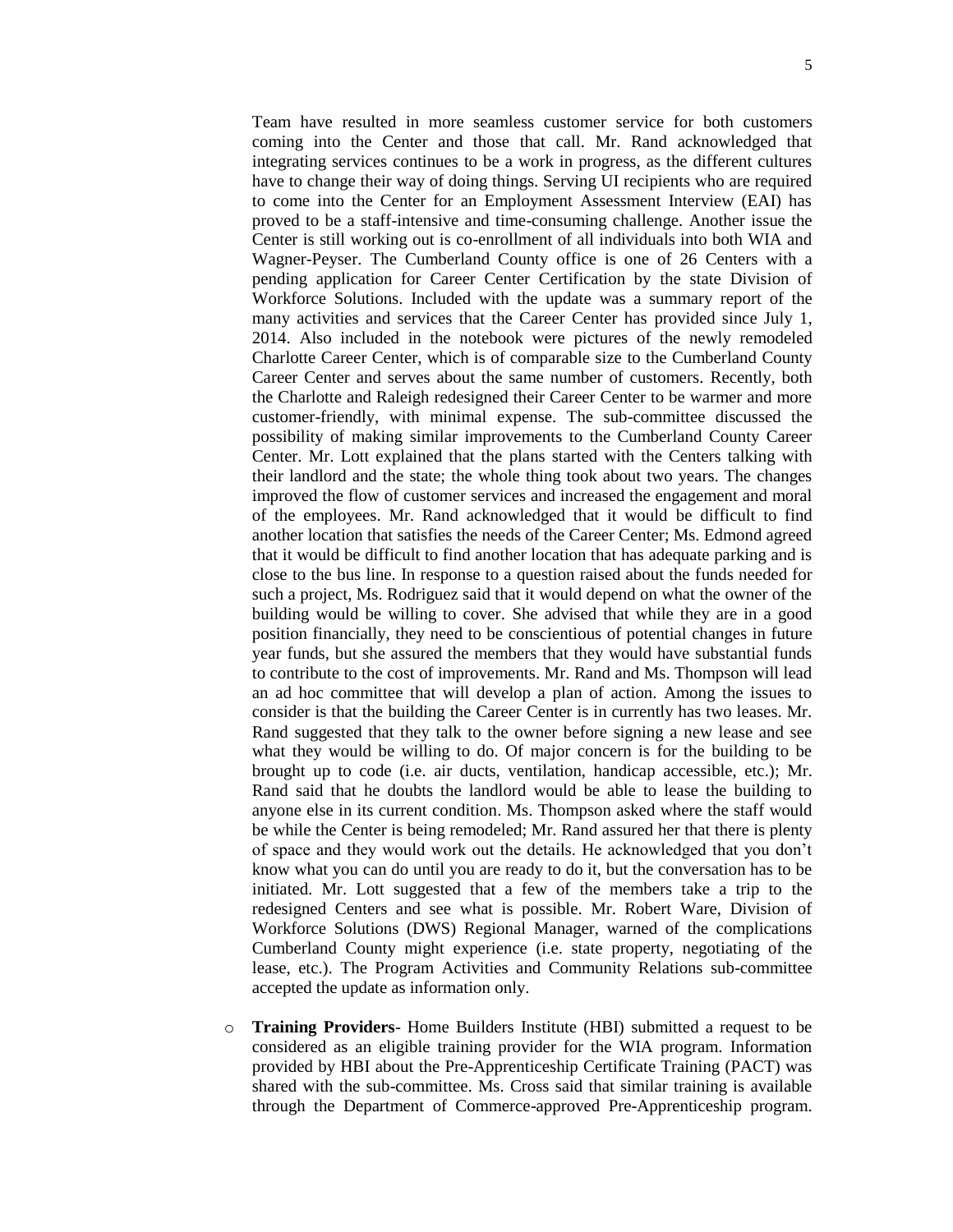Team have resulted in more seamless customer service for both customers coming into the Center and those that call. Mr. Rand acknowledged that integrating services continues to be a work in progress, as the different cultures have to change their way of doing things. Serving UI recipients who are required to come into the Center for an Employment Assessment Interview (EAI) has proved to be a staff-intensive and time-consuming challenge. Another issue the Center is still working out is co-enrollment of all individuals into both WIA and Wagner-Peyser. The Cumberland County office is one of 26 Centers with a pending application for Career Center Certification by the state Division of Workforce Solutions. Included with the update was a summary report of the many activities and services that the Career Center has provided since July 1, 2014. Also included in the notebook were pictures of the newly remodeled Charlotte Career Center, which is of comparable size to the Cumberland County Career Center and serves about the same number of customers. Recently, both the Charlotte and Raleigh redesigned their Career Center to be warmer and more customer-friendly, with minimal expense. The sub-committee discussed the possibility of making similar improvements to the Cumberland County Career Center. Mr. Lott explained that the plans started with the Centers talking with their landlord and the state; the whole thing took about two years. The changes improved the flow of customer services and increased the engagement and moral of the employees. Mr. Rand acknowledged that it would be difficult to find another location that satisfies the needs of the Career Center; Ms. Edmond agreed that it would be difficult to find another location that has adequate parking and is close to the bus line. In response to a question raised about the funds needed for such a project, Ms. Rodriguez said that it would depend on what the owner of the building would be willing to cover. She advised that while they are in a good position financially, they need to be conscientious of potential changes in future year funds, but she assured the members that they would have substantial funds to contribute to the cost of improvements. Mr. Rand and Ms. Thompson will lead an ad hoc committee that will develop a plan of action. Among the issues to consider is that the building the Career Center is in currently has two leases. Mr. Rand suggested that they talk to the owner before signing a new lease and see what they would be willing to do. Of major concern is for the building to be brought up to code (i.e. air ducts, ventilation, handicap accessible, etc.); Mr. Rand said that he doubts the landlord would be able to lease the building to anyone else in its current condition. Ms. Thompson asked where the staff would be while the Center is being remodeled; Mr. Rand assured her that there is plenty of space and they would work out the details. He acknowledged that you don't know what you can do until you are ready to do it, but the conversation has to be initiated. Mr. Lott suggested that a few of the members take a trip to the redesigned Centers and see what is possible. Mr. Robert Ware, Division of Workforce Solutions (DWS) Regional Manager, warned of the complications Cumberland County might experience (i.e. state property, negotiating of the lease, etc.). The Program Activities and Community Relations sub-committee accepted the update as information only.

- **Training Providers**- Home Builders Institute (HBI) submitted a request to be considered as an eligible training provider for the WIA program. Information provided by HBI about the Pre-Apprenticeship Certificate Training (PACT) was shared with the sub-committee. Ms. Cross said that similar training is available through the Department of Commerce-approved Pre-Apprenticeship program.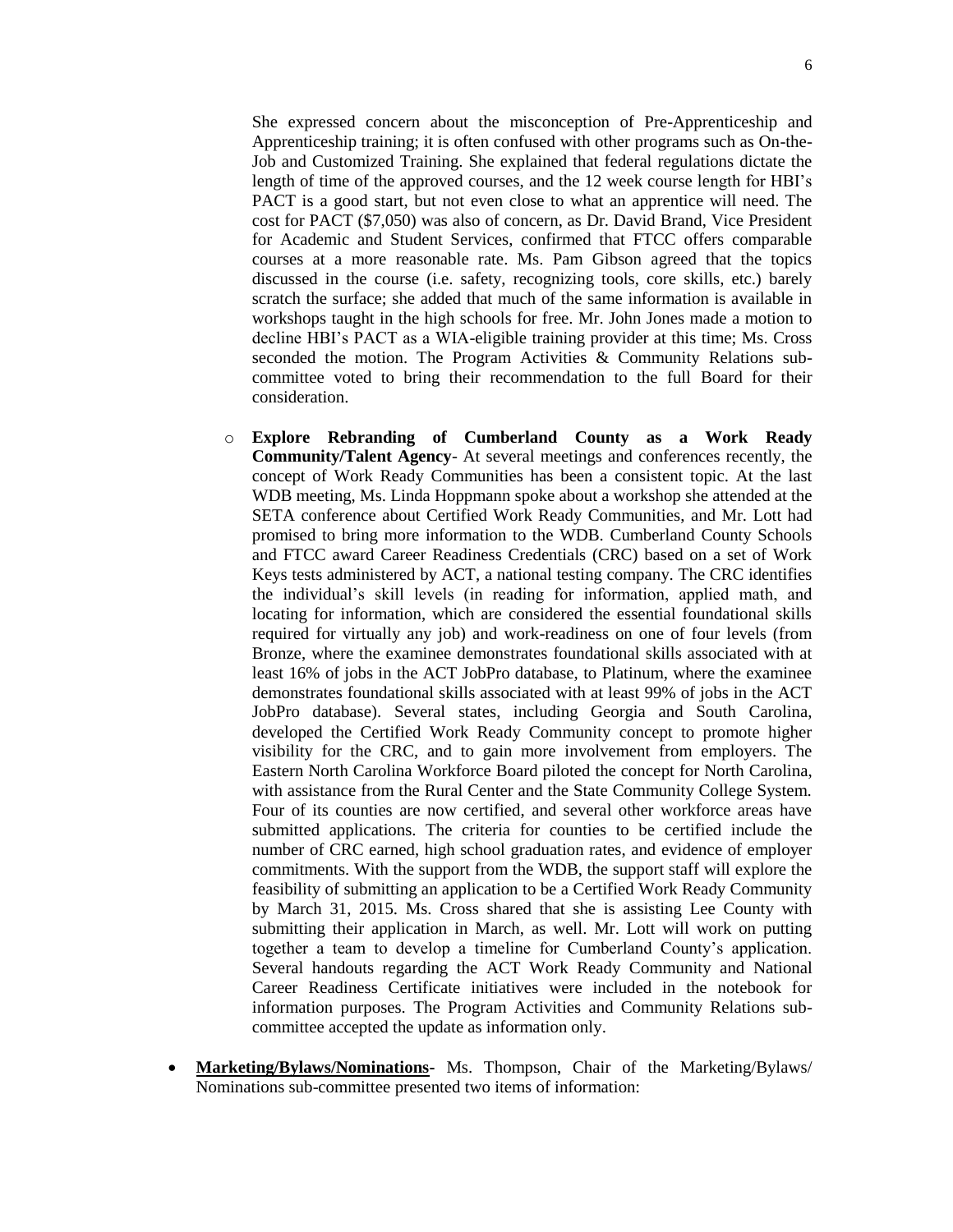She expressed concern about the misconception of Pre-Apprenticeship and Apprenticeship training; it is often confused with other programs such as On-the-Job and Customized Training. She explained that federal regulations dictate the length of time of the approved courses, and the 12 week course length for HBI's PACT is a good start, but not even close to what an apprentice will need. The cost for PACT ($7,050) was also of concern, as Dr. David Brand, Vice President for Academic and Student Services, confirmed that FTCC offers comparable courses at a more reasonable rate. Ms. Pam Gibson agreed that the topics discussed in the course (i.e. safety, recognizing tools, core skills, etc.) barely scratch the surface; she added that much of the same information is available in workshops taught in the high schools for free. Mr. John Jones made a motion to decline HBI's PACT as a WIA-eligible training provider at this time; Ms. Cross seconded the motion. The Program Activities & Community Relations sub-committee voted to bring their recommendation to the full Board for their consideration.

- **Explore Rebranding of Cumberland County as a Work Ready Community/Talent Agency**- At several meetings and conferences recently, the concept of Work Ready Communities has been a consistent topic. At the last WDB meeting, Ms. Linda Hoppmann spoke about a workshop she attended at the SETA conference about Certified Work Ready Communities, and Mr. Lott had promised to bring more information to the WDB. Cumberland County Schools and FTCC award Career Readiness Credentials (CRC) based on a set of Work Keys tests administered by ACT, a national testing company. The CRC identifies the individual's skill levels (in reading for information, applied math, and locating for information, which are considered the essential foundational skills required for virtually any job) and work-readiness on one of four levels (from Bronze, where the examinee demonstrates foundational skills associated with at least 16% of jobs in the ACT JobPro database, to Platinum, where the examinee demonstrates foundational skills associated with at least 99% of jobs in the ACT JobPro database). Several states, including Georgia and South Carolina, developed the Certified Work Ready Community concept to promote higher visibility for the CRC, and to gain more involvement from employers. The Eastern North Carolina Workforce Board piloted the concept for North Carolina, with assistance from the Rural Center and the State Community College System. Four of its counties are now certified, and several other workforce areas have submitted applications. The criteria for counties to be certified include the number of CRC earned, high school graduation rates, and evidence of employer commitments. With the support from the WDB, the support staff will explore the feasibility of submitting an application to be a Certified Work Ready Community by March 31, 2015. Ms. Cross shared that she is assisting Lee County with submitting their application in March, as well. Mr. Lott will work on putting together a team to develop a timeline for Cumberland County's application. Several handouts regarding the ACT Work Ready Community and National Career Readiness Certificate initiatives were included in the notebook for information purposes. The Program Activities and Community Relations sub-committee accepted the update as information only.

- **Marketing/Bylaws/Nominations-** Ms. Thompson, Chair of the Marketing/Bylaws/ Nominations sub-committee presented two items of information: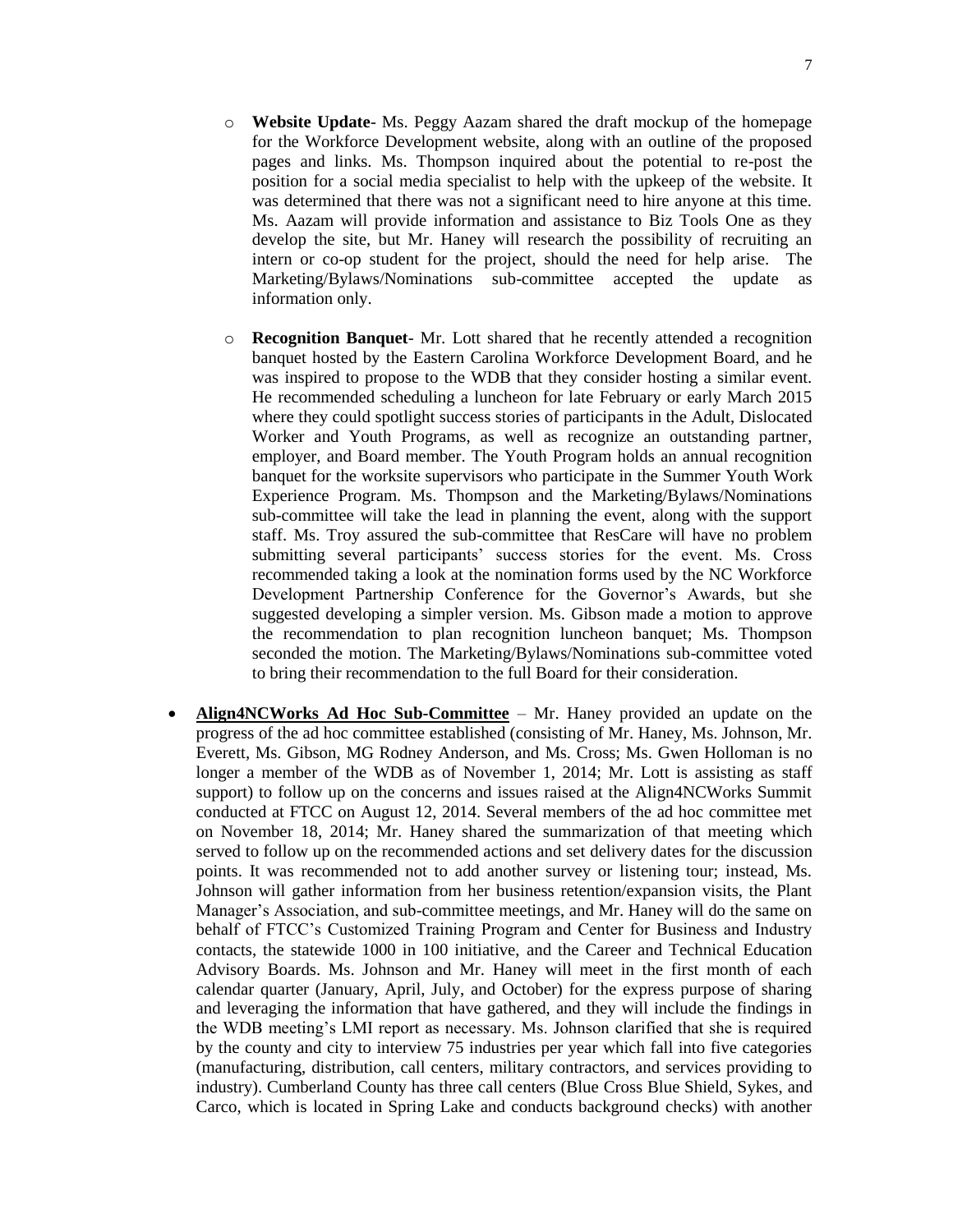- **Website Update**- Ms. Peggy Aazam shared the draft mockup of the homepage for the Workforce Development website, along with an outline of the proposed pages and links. Ms. Thompson inquired about the potential to re-post the position for a social media specialist to help with the upkeep of the website. It was determined that there was not a significant need to hire anyone at this time. Ms. Aazam will provide information and assistance to Biz Tools One as they develop the site, but Mr. Haney will research the possibility of recruiting an intern or co-op student for the project, should the need for help arise. The Marketing/Bylaws/Nominations sub-committee accepted the update as information only.

- **Recognition Banquet**- Mr. Lott shared that he recently attended a recognition banquet hosted by the Eastern Carolina Workforce Development Board, and he was inspired to propose to the WDB that they consider hosting a similar event. He recommended scheduling a luncheon for late February or early March 2015 where they could spotlight success stories of participants in the Adult, Dislocated Worker and Youth Programs, as well as recognize an outstanding partner, employer, and Board member. The Youth Program holds an annual recognition banquet for the worksite supervisors who participate in the Summer Youth Work Experience Program. Ms. Thompson and the Marketing/Bylaws/Nominations sub-committee will take the lead in planning the event, along with the support staff. Ms. Troy assured the sub-committee that ResCare will have no problem submitting several participants' success stories for the event. Ms. Cross recommended taking a look at the nomination forms used by the NC Workforce Development Partnership Conference for the Governor's Awards, but she suggested developing a simpler version. Ms. Gibson made a motion to approve the recommendation to plan recognition luncheon banquet; Ms. Thompson seconded the motion. The Marketing/Bylaws/Nominations sub-committee voted to bring their recommendation to the full Board for their consideration.

- **Align4NCWorks Ad Hoc Sub-Committee** – Mr. Haney provided an update on the progress of the ad hoc committee established (consisting of Mr. Haney, Ms. Johnson, Mr. Everett, Ms. Gibson, MG Rodney Anderson, and Ms. Cross; Ms. Gwen Holloman is no longer a member of the WDB as of November 1, 2014; Mr. Lott is assisting as staff support) to follow up on the concerns and issues raised at the Align4NCWorks Summit conducted at FTCC on August 12, 2014. Several members of the ad hoc committee met on November 18, 2014; Mr. Haney shared the summarization of that meeting which served to follow up on the recommended actions and set delivery dates for the discussion points. It was recommended not to add another survey or listening tour; instead, Ms. Johnson will gather information from her business retention/expansion visits, the Plant Manager's Association, and sub-committee meetings, and Mr. Haney will do the same on behalf of FTCC's Customized Training Program and Center for Business and Industry contacts, the statewide 1000 in 100 initiative, and the Career and Technical Education Advisory Boards. Ms. Johnson and Mr. Haney will meet in the first month of each calendar quarter (January, April, July, and October) for the express purpose of sharing and leveraging the information that have gathered, and they will include the findings in the WDB meeting's LMI report as necessary. Ms. Johnson clarified that she is required by the county and city to interview 75 industries per year which fall into five categories (manufacturing, distribution, call centers, military contractors, and services providing to industry). Cumberland County has three call centers (Blue Cross Blue Shield, Sykes, and Carco, which is located in Spring Lake and conducts background checks) with another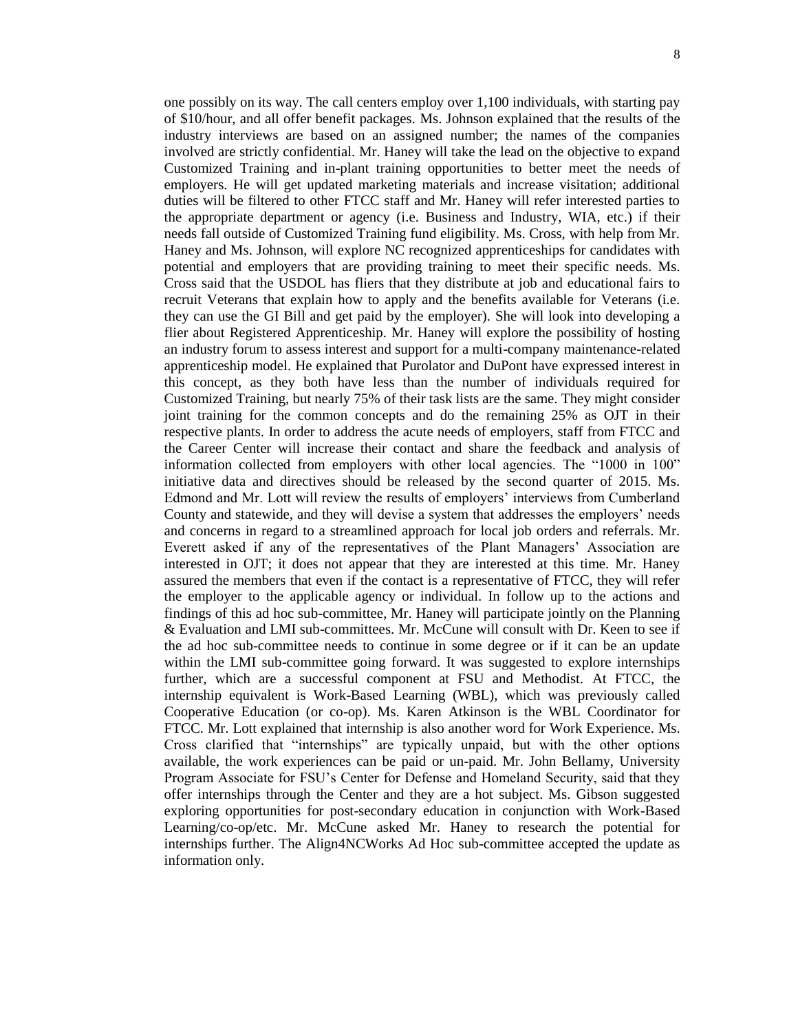one possibly on its way. The call centers employ over 1,100 individuals, with starting pay of $10/hour, and all offer benefit packages. Ms. Johnson explained that the results of the industry interviews are based on an assigned number; the names of the companies involved are strictly confidential. Mr. Haney will take the lead on the objective to expand Customized Training and in-plant training opportunities to better meet the needs of employers. He will get updated marketing materials and increase visitation; additional duties will be filtered to other FTCC staff and Mr. Haney will refer interested parties to the appropriate department or agency (i.e. Business and Industry, WIA, etc.) if their needs fall outside of Customized Training fund eligibility. Ms. Cross, with help from Mr. Haney and Ms. Johnson, will explore NC recognized apprenticeships for candidates with potential and employers that are providing training to meet their specific needs. Ms. Cross said that the USDOL has fliers that they distribute at job and educational fairs to recruit Veterans that explain how to apply and the benefits available for Veterans (i.e. they can use the GI Bill and get paid by the employer). She will look into developing a flier about Registered Apprenticeship. Mr. Haney will explore the possibility of hosting an industry forum to assess interest and support for a multi-company maintenance-related apprenticeship model. He explained that Purolator and DuPont have expressed interest in this concept, as they both have less than the number of individuals required for Customized Training, but nearly 75% of their task lists are the same. They might consider joint training for the common concepts and do the remaining 25% as OJT in their respective plants. In order to address the acute needs of employers, staff from FTCC and the Career Center will increase their contact and share the feedback and analysis of information collected from employers with other local agencies. The "1000 in 100" initiative data and directives should be released by the second quarter of 2015. Ms. Edmond and Mr. Lott will review the results of employers' interviews from Cumberland County and statewide, and they will devise a system that addresses the employers' needs and concerns in regard to a streamlined approach for local job orders and referrals. Mr. Everett asked if any of the representatives of the Plant Managers' Association are interested in OJT; it does not appear that they are interested at this time. Mr. Haney assured the members that even if the contact is a representative of FTCC, they will refer the employer to the applicable agency or individual. In follow up to the actions and findings of this ad hoc sub-committee, Mr. Haney will participate jointly on the Planning & Evaluation and LMI sub-committees. Mr. McCune will consult with Dr. Keen to see if the ad hoc sub-committee needs to continue in some degree or if it can be an update within the LMI sub-committee going forward. It was suggested to explore internships further, which are a successful component at FSU and Methodist. At FTCC, the internship equivalent is Work-Based Learning (WBL), which was previously called Cooperative Education (or co-op). Ms. Karen Atkinson is the WBL Coordinator for FTCC. Mr. Lott explained that internship is also another word for Work Experience. Ms. Cross clarified that "internships" are typically unpaid, but with the other options available, the work experiences can be paid or un-paid. Mr. John Bellamy, University Program Associate for FSU's Center for Defense and Homeland Security, said that they offer internships through the Center and they are a hot subject. Ms. Gibson suggested exploring opportunities for post-secondary education in conjunction with Work-Based Learning/co-op/etc. Mr. McCune asked Mr. Haney to research the potential for internships further. The Align4NCWorks Ad Hoc sub-committee accepted the update as information only.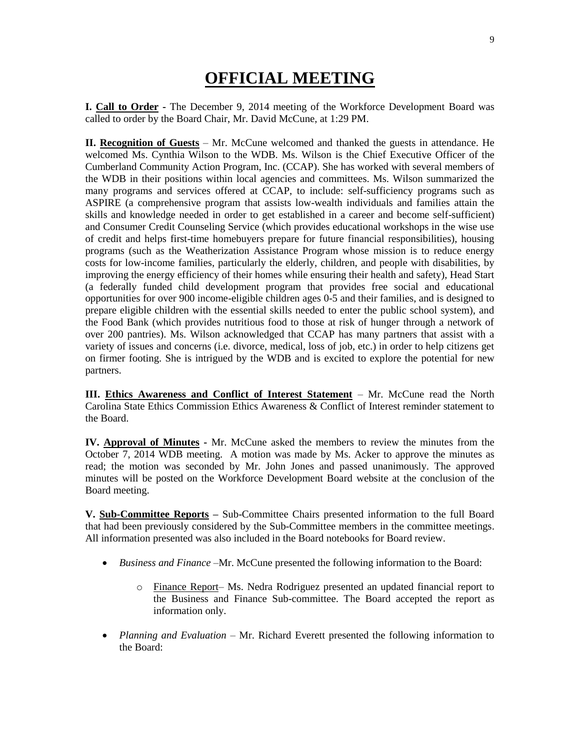# OFFICIAL MEETING

**I. Call to Order -** The December 9, 2014 meeting of the Workforce Development Board was called to order by the Board Chair, Mr. David McCune, at 1:29 PM.

**II. Recognition of Guests** – Mr. McCune welcomed and thanked the guests in attendance. He welcomed Ms. Cynthia Wilson to the WDB. Ms. Wilson is the Chief Executive Officer of the Cumberland Community Action Program, Inc. (CCAP). She has worked with several members of the WDB in their positions within local agencies and committees. Ms. Wilson summarized the many programs and services offered at CCAP, to include: self-sufficiency programs such as ASPIRE (a comprehensive program that assists low-wealth individuals and families attain the skills and knowledge needed in order to get established in a career and become self-sufficient) and Consumer Credit Counseling Service (which provides educational workshops in the wise use of credit and helps first-time homebuyers prepare for future financial responsibilities), housing programs (such as the Weatherization Assistance Program whose mission is to reduce energy costs for low-income families, particularly the elderly, children, and people with disabilities, by improving the energy efficiency of their homes while ensuring their health and safety), Head Start (a federally funded child development program that provides free social and educational opportunities for over 900 income-eligible children ages 0-5 and their families, and is designed to prepare eligible children with the essential skills needed to enter the public school system), and the Food Bank (which provides nutritious food to those at risk of hunger through a network of over 200 pantries). Ms. Wilson acknowledged that CCAP has many partners that assist with a variety of issues and concerns (i.e. divorce, medical, loss of job, etc.) in order to help citizens get on firmer footing. She is intrigued by the WDB and is excited to explore the potential for new partners.

**III. Ethics Awareness and Conflict of Interest Statement** – Mr. McCune read the North Carolina State Ethics Commission Ethics Awareness & Conflict of Interest reminder statement to the Board.

**IV. Approval of Minutes -** Mr. McCune asked the members to review the minutes from the October 7, 2014 WDB meeting. A motion was made by Ms. Acker to approve the minutes as read; the motion was seconded by Mr. John Jones and passed unanimously. The approved minutes will be posted on the Workforce Development Board website at the conclusion of the Board meeting.

**V. Sub-Committee Reports –** Sub-Committee Chairs presented information to the full Board that had been previously considered by the Sub-Committee members in the committee meetings. All information presented was also included in the Board notebooks for Board review.

- *Business and Finance* –Mr. McCune presented the following information to the Board:
  - Finance Report– Ms. Nedra Rodriguez presented an updated financial report to the Business and Finance Sub-committee. The Board accepted the report as information only.
- *Planning and Evaluation* – Mr. Richard Everett presented the following information to the Board: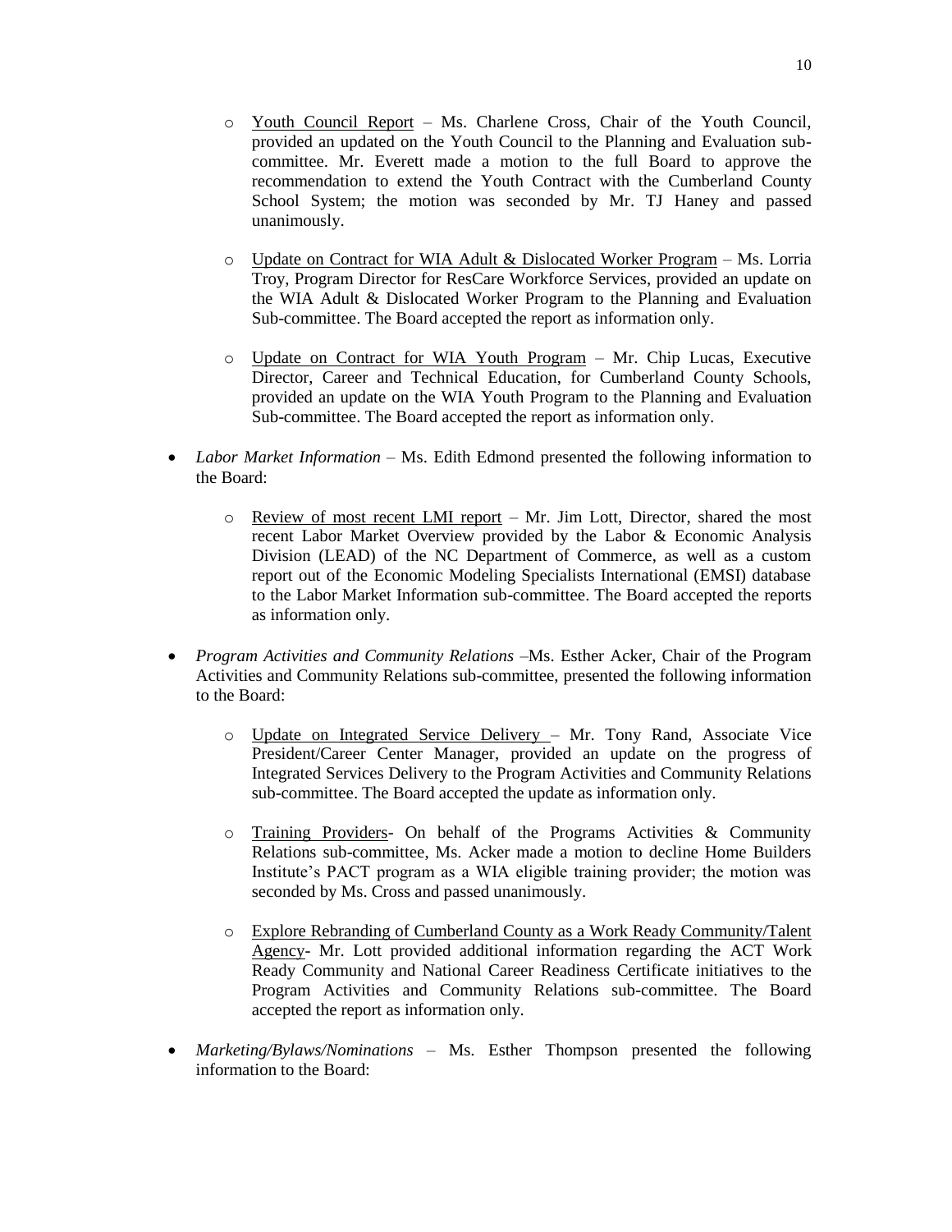- Youth Council Report – Ms. Charlene Cross, Chair of the Youth Council, provided an updated on the Youth Council to the Planning and Evaluation sub-committee. Mr. Everett made a motion to the full Board to approve the recommendation to extend the Youth Contract with the Cumberland County School System; the motion was seconded by Mr. TJ Haney and passed unanimously.

  - Update on Contract for WIA Adult & Dislocated Worker Program – Ms. Lorria Troy, Program Director for ResCare Workforce Services, provided an update on the WIA Adult & Dislocated Worker Program to the Planning and Evaluation Sub-committee. The Board accepted the report as information only.

  - Update on Contract for WIA Youth Program – Mr. Chip Lucas, Executive Director, Career and Technical Education, for Cumberland County Schools, provided an update on the WIA Youth Program to the Planning and Evaluation Sub-committee. The Board accepted the report as information only.

- *Labor Market Information* – Ms. Edith Edmond presented the following information to the Board:

  - Review of most recent LMI report – Mr. Jim Lott, Director, shared the most recent Labor Market Overview provided by the Labor & Economic Analysis Division (LEAD) of the NC Department of Commerce, as well as a custom report out of the Economic Modeling Specialists International (EMSI) database to the Labor Market Information sub-committee. The Board accepted the reports as information only.

- *Program Activities and Community Relations* –Ms. Esther Acker, Chair of the Program Activities and Community Relations sub-committee, presented the following information to the Board:

  - Update on Integrated Service Delivery – Mr. Tony Rand, Associate Vice President/Career Center Manager, provided an update on the progress of Integrated Services Delivery to the Program Activities and Community Relations sub-committee. The Board accepted the update as information only.

  - Training Providers- On behalf of the Programs Activities & Community Relations sub-committee, Ms. Acker made a motion to decline Home Builders Institute's PACT program as a WIA eligible training provider; the motion was seconded by Ms. Cross and passed unanimously.

  - Explore Rebranding of Cumberland County as a Work Ready Community/Talent Agency- Mr. Lott provided additional information regarding the ACT Work Ready Community and National Career Readiness Certificate initiatives to the Program Activities and Community Relations sub-committee. The Board accepted the report as information only.

- *Marketing/Bylaws/Nominations* – Ms. Esther Thompson presented the following information to the Board: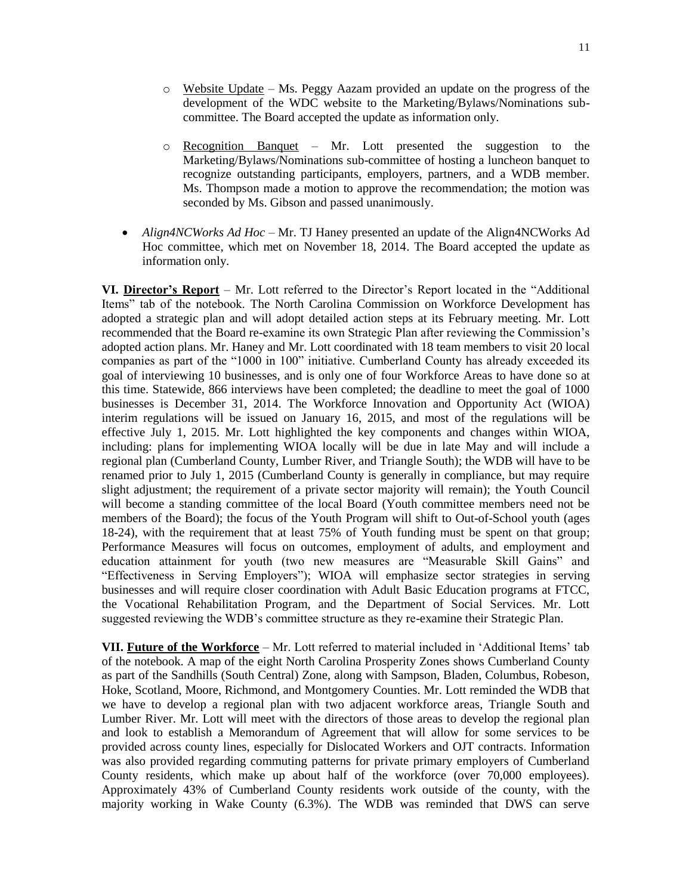- Website Update – Ms. Peggy Aazam provided an update on the progress of the development of the WDC website to the Marketing/Bylaws/Nominations sub-committee. The Board accepted the update as information only.

- Recognition Banquet – Mr. Lott presented the suggestion to the Marketing/Bylaws/Nominations sub-committee of hosting a luncheon banquet to recognize outstanding participants, employers, partners, and a WDB member. Ms. Thompson made a motion to approve the recommendation; the motion was seconded by Ms. Gibson and passed unanimously.

- *Align4NCWorks Ad Hoc* – Mr. TJ Haney presented an update of the Align4NCWorks Ad Hoc committee, which met on November 18, 2014. The Board accepted the update as information only.

**VI. Director's Report** – Mr. Lott referred to the Director's Report located in the "Additional Items" tab of the notebook. The North Carolina Commission on Workforce Development has adopted a strategic plan and will adopt detailed action steps at its February meeting. Mr. Lott recommended that the Board re-examine its own Strategic Plan after reviewing the Commission's adopted action plans. Mr. Haney and Mr. Lott coordinated with 18 team members to visit 20 local companies as part of the "1000 in 100" initiative. Cumberland County has already exceeded its goal of interviewing 10 businesses, and is only one of four Workforce Areas to have done so at this time. Statewide, 866 interviews have been completed; the deadline to meet the goal of 1000 businesses is December 31, 2014. The Workforce Innovation and Opportunity Act (WIOA) interim regulations will be issued on January 16, 2015, and most of the regulations will be effective July 1, 2015. Mr. Lott highlighted the key components and changes within WIOA, including: plans for implementing WIOA locally will be due in late May and will include a regional plan (Cumberland County, Lumber River, and Triangle South); the WDB will have to be renamed prior to July 1, 2015 (Cumberland County is generally in compliance, but may require slight adjustment; the requirement of a private sector majority will remain); the Youth Council will become a standing committee of the local Board (Youth committee members need not be members of the Board); the focus of the Youth Program will shift to Out-of-School youth (ages 18-24), with the requirement that at least 75% of Youth funding must be spent on that group; Performance Measures will focus on outcomes, employment of adults, and employment and education attainment for youth (two new measures are "Measurable Skill Gains" and "Effectiveness in Serving Employers"); WIOA will emphasize sector strategies in serving businesses and will require closer coordination with Adult Basic Education programs at FTCC, the Vocational Rehabilitation Program, and the Department of Social Services. Mr. Lott suggested reviewing the WDB's committee structure as they re-examine their Strategic Plan.

**VII. Future of the Workforce** – Mr. Lott referred to material included in 'Additional Items' tab of the notebook. A map of the eight North Carolina Prosperity Zones shows Cumberland County as part of the Sandhills (South Central) Zone, along with Sampson, Bladen, Columbus, Robeson, Hoke, Scotland, Moore, Richmond, and Montgomery Counties. Mr. Lott reminded the WDB that we have to develop a regional plan with two adjacent workforce areas, Triangle South and Lumber River. Mr. Lott will meet with the directors of those areas to develop the regional plan and look to establish a Memorandum of Agreement that will allow for some services to be provided across county lines, especially for Dislocated Workers and OJT contracts. Information was also provided regarding commuting patterns for private primary employers of Cumberland County residents, which make up about half of the workforce (over 70,000 employees). Approximately 43% of Cumberland County residents work outside of the county, with the majority working in Wake County (6.3%). The WDB was reminded that DWS can serve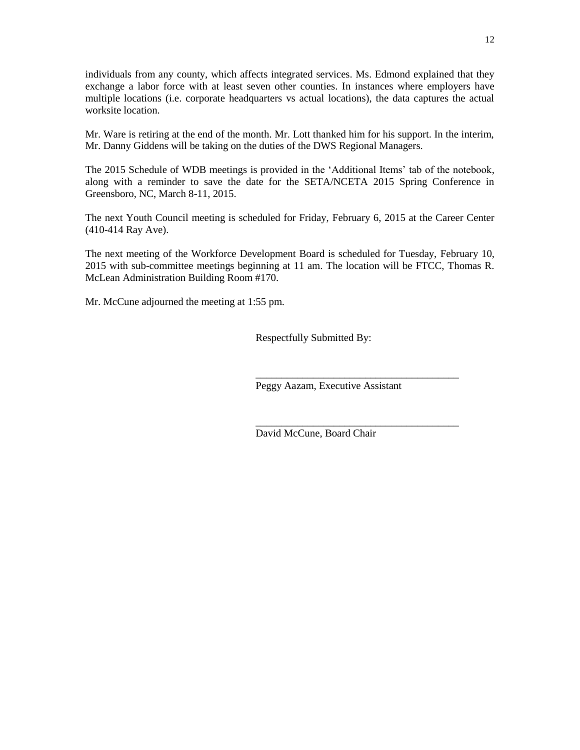individuals from any county, which affects integrated services. Ms. Edmond explained that they exchange a labor force with at least seven other counties. In instances where employers have multiple locations (i.e. corporate headquarters vs actual locations), the data captures the actual worksite location.

Mr. Ware is retiring at the end of the month. Mr. Lott thanked him for his support. In the interim, Mr. Danny Giddens will be taking on the duties of the DWS Regional Managers.

The 2015 Schedule of WDB meetings is provided in the 'Additional Items' tab of the notebook, along with a reminder to save the date for the SETA/NCETA 2015 Spring Conference in Greensboro, NC, March 8-11, 2015.

The next Youth Council meeting is scheduled for Friday, February 6, 2015 at the Career Center (410-414 Ray Ave).

The next meeting of the Workforce Development Board is scheduled for Tuesday, February 10, 2015 with sub-committee meetings beginning at 11 am. The location will be FTCC, Thomas R. McLean Administration Building Room #170.

Mr. McCune adjourned the meeting at 1:55 pm.

Respectfully Submitted By:

\_\_\_\_\_\_\_\_\_\_\_\_\_\_\_\_\_\_\_\_\_\_\_\_\_\_\_\_\_\_\_\_\_\_\_\_\_\_\_

Peggy Aazam, Executive Assistant

\_\_\_\_\_\_\_\_\_\_\_\_\_\_\_\_\_\_\_\_\_\_\_\_\_\_\_\_\_\_\_\_\_\_\_\_\_\_\_

David McCune, Board Chair